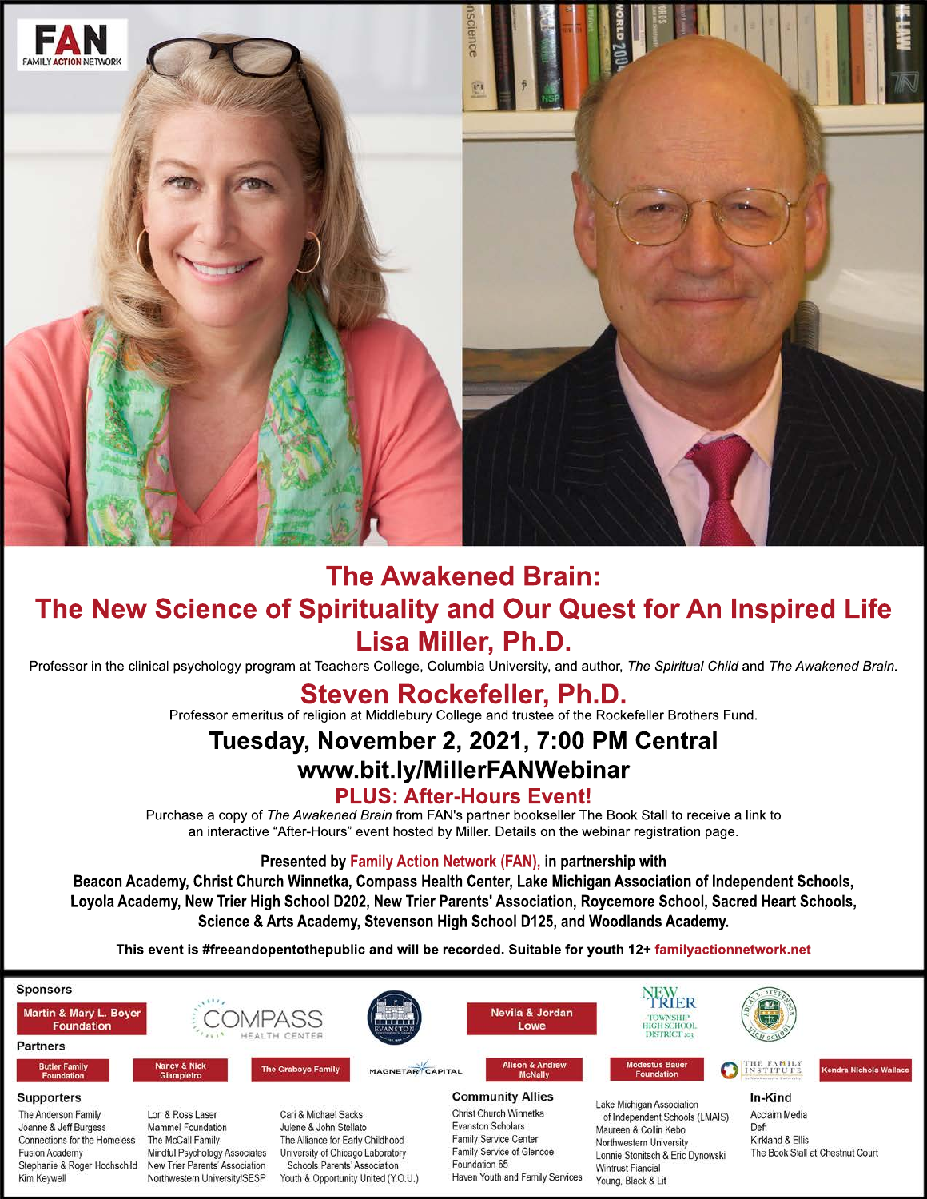FAN
FAMILY ACTION NETWORK

# The Awakened Brain: The New Science of Spirituality and Our Quest for An Inspired Life

## Lisa Miller, Ph.D.

Professor in the clinical psychology program at Teachers College, Columbia University, and author, *The Spiritual Child* and *The Awakened Brain.*

## Steven Rockefeller, Ph.D.

Professor emeritus of religion at Middlebury College and trustee of the Rockefeller Brothers Fund.

## Tuesday, November 2, 2021, 7:00 PM Central

## www.bit.ly/MillerFANWebinar

### PLUS: After-Hours Event!

Purchase a copy of *The Awakened Brain* from FAN's partner bookseller The Book Stall to receive a link to an interactive "After-Hours" event hosted by Miller. Details on the webinar registration page.

**Presented by Family Action Network (FAN), in partnership with**

**Beacon Academy, Christ Church Winnetka, Compass Health Center, Lake Michigan Association of Independent Schools, Loyola Academy, New Trier High School D202, New Trier Parents' Association, Roycemore School, Sacred Heart Schools, Science & Arts Academy, Stevenson High School D125, and Woodlands Academy.**

**This event is #freeandopentothepublic and will be recorded. Suitable for youth 12+ familyactionnetwork.net**

**Sponsors**

Martin & Mary L. Boyer Foundation
COMPASS HEALTH CENTER
EVANSTON
Nevila & Jordan Lowe
NEW TRIER TOWNSHIP HIGH SCHOOL DISTRICT 203
ADLAI E. STEVENSON HIGH SCHOOL

**Partners**

Butler Family Foundation
Nancy & Nick Giampietro
The Graboys Family
MAGNETAR CAPITAL
Alison & Andrew McNally
Modestus Bauer Foundation
THE FAMILY INSTITUTE at Northwestern University
Kendra Nichols Wallace

**Supporters**

The Anderson Family
Joanne & Jeff Burgess
Connections for the Homeless
Fusion Academy
Stephanie & Roger Hochschild
Kim Keywell
Lori & Ross Laser
Mammel Foundation
The McCall Family
Mindful Psychology Associates
New Trier Parents' Association
Northwestern University/SESP
Cari & Michael Sacks
Julene & John Stellato
The Alliance for Early Childhood
University of Chicago Laboratory Schools Parents' Association
Youth & Opportunity United (Y.O.U.)

**Community Allies**

Christ Church Winnetka
Evanston Scholars
Family Service Center
Family Service of Glencoe
Foundation 65
Haven Youth and Family Services
Lake Michigan Association of Independent Schools (LMAIS)
Maureen & Collin Kebo
Northwestern University
Lonnie Stonitsch & Eric Dynowski
Wintrust Fiancial
Young, Black & Lit

**In-Kind**

Acclaim Media
Deft
Kirkland & Ellis
The Book Stall at Chestnut Court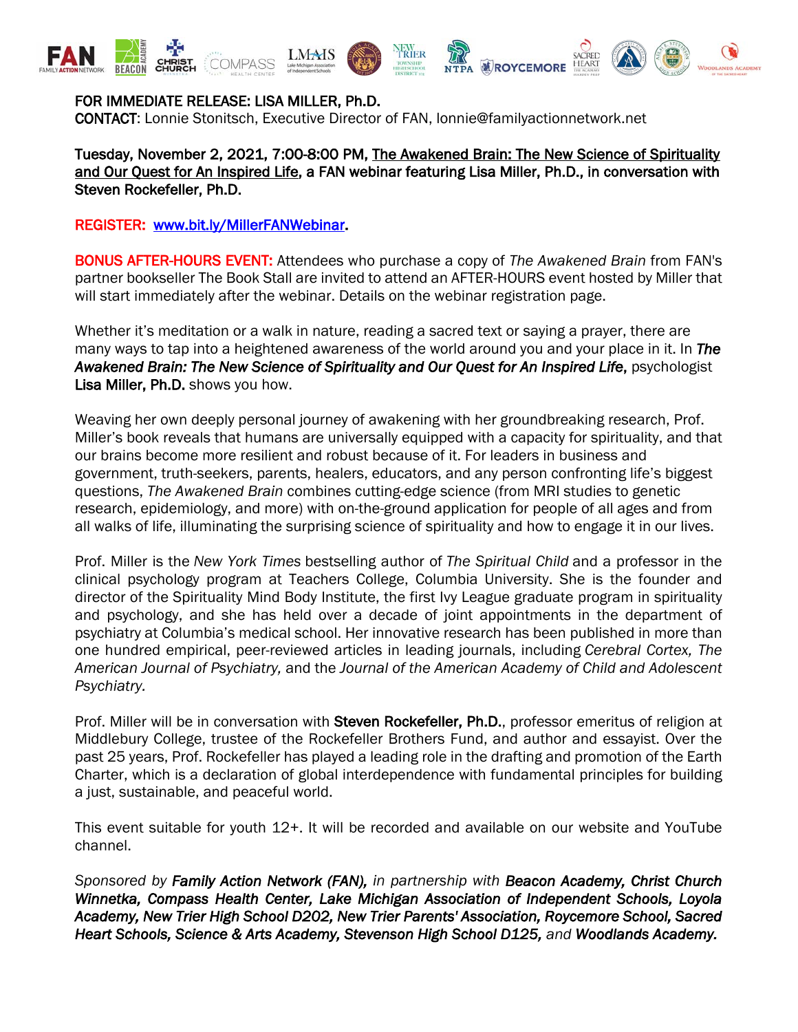**FOR IMMEDIATE RELEASE: LISA MILLER, Ph.D.**
**CONTACT**: Lonnie Stonitsch, Executive Director of FAN, lonnie@familyactionnetwork.net

**Tuesday, November 2, 2021, 7:00-8:00 PM, The Awakened Brain: The New Science of Spirituality and Our Quest for An Inspired Life, a FAN webinar featuring Lisa Miller, Ph.D., in conversation with Steven Rockefeller, Ph.D.**

**REGISTER: www.bit.ly/MillerFANWebinar.**

**BONUS AFTER-HOURS EVENT:** Attendees who purchase a copy of *The Awakened Brain* from FAN's partner bookseller The Book Stall are invited to attend an AFTER-HOURS event hosted by Miller that will start immediately after the webinar. Details on the webinar registration page.

Whether it's meditation or a walk in nature, reading a sacred text or saying a prayer, there are many ways to tap into a heightened awareness of the world around you and your place in it. In ***The Awakened Brain: The New Science of Spirituality and Our Quest for An Inspired Life,*** psychologist **Lisa Miller, Ph.D.** shows you how.

Weaving her own deeply personal journey of awakening with her groundbreaking research, Prof. Miller's book reveals that humans are universally equipped with a capacity for spirituality, and that our brains become more resilient and robust because of it. For leaders in business and government, truth-seekers, parents, healers, educators, and any person confronting life's biggest questions, *The Awakened Brain* combines cutting-edge science (from MRI studies to genetic research, epidemiology, and more) with on-the-ground application for people of all ages and from all walks of life, illuminating the surprising science of spirituality and how to engage it in our lives.

Prof. Miller is the *New York Times* bestselling author of *The Spiritual Child* and a professor in the clinical psychology program at Teachers College, Columbia University. She is the founder and director of the Spirituality Mind Body Institute, the first Ivy League graduate program in spirituality and psychology, and she has held over a decade of joint appointments in the department of psychiatry at Columbia's medical school. Her innovative research has been published in more than one hundred empirical, peer-reviewed articles in leading journals, including *Cerebral Cortex, The American Journal of Psychiatry,* and the *Journal of the American Academy of Child and Adolescent Psychiatry.*

Prof. Miller will be in conversation with **Steven Rockefeller, Ph.D.**, professor emeritus of religion at Middlebury College, trustee of the Rockefeller Brothers Fund, and author and essayist. Over the past 25 years, Prof. Rockefeller has played a leading role in the drafting and promotion of the Earth Charter, which is a declaration of global interdependence with fundamental principles for building a just, sustainable, and peaceful world.

This event suitable for youth 12+. It will be recorded and available on our website and YouTube channel.

*Sponsored by* ***Family Action Network (FAN),*** *in partnership with* ***Beacon Academy, Christ Church Winnetka, Compass Health Center, Lake Michigan Association of Independent Schools, Loyola Academy, New Trier High School D202, New Trier Parents' Association, Roycemore School, Sacred Heart Schools, Science & Arts Academy, Stevenson High School D125,*** *and* ***Woodlands Academy.***